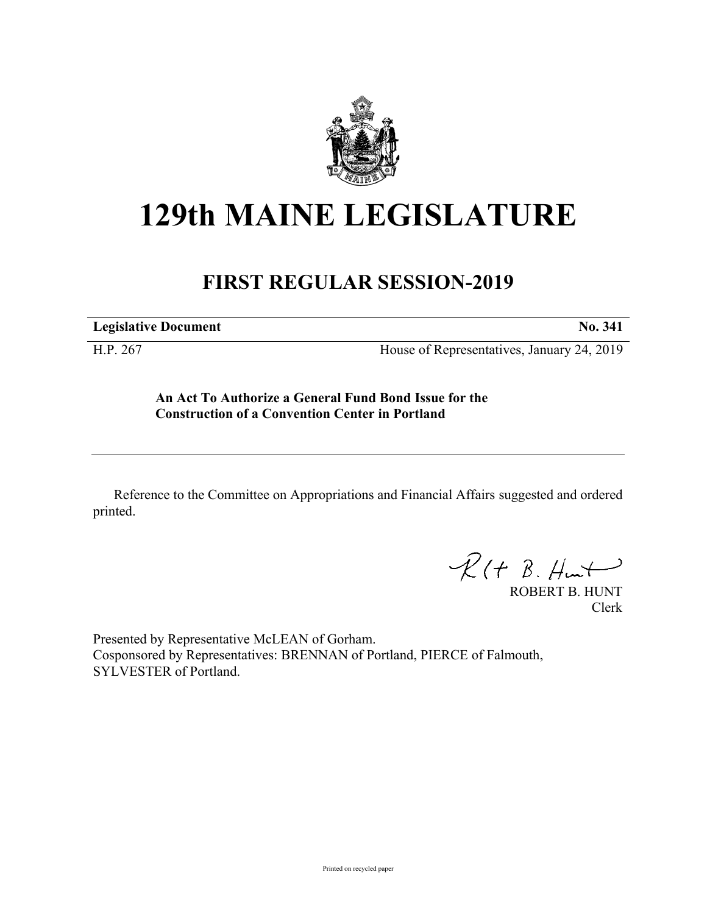# 129th MAINE LEGISLATURE

## FIRST REGULAR SESSION-2019

**Legislative Document** **No. 341**

H.P. 267 House of Representatives, January 24, 2019

**An Act To Authorize a General Fund Bond Issue for the Construction of a Convention Center in Portland**

Reference to the Committee on Appropriations and Financial Affairs suggested and ordered printed.

ROBERT B. HUNT
Clerk

Presented by Representative McLEAN of Gorham.
Cosponsored by Representatives: BRENNAN of Portland, PIERCE of Falmouth, SYLVESTER of Portland.

Printed on recycled paper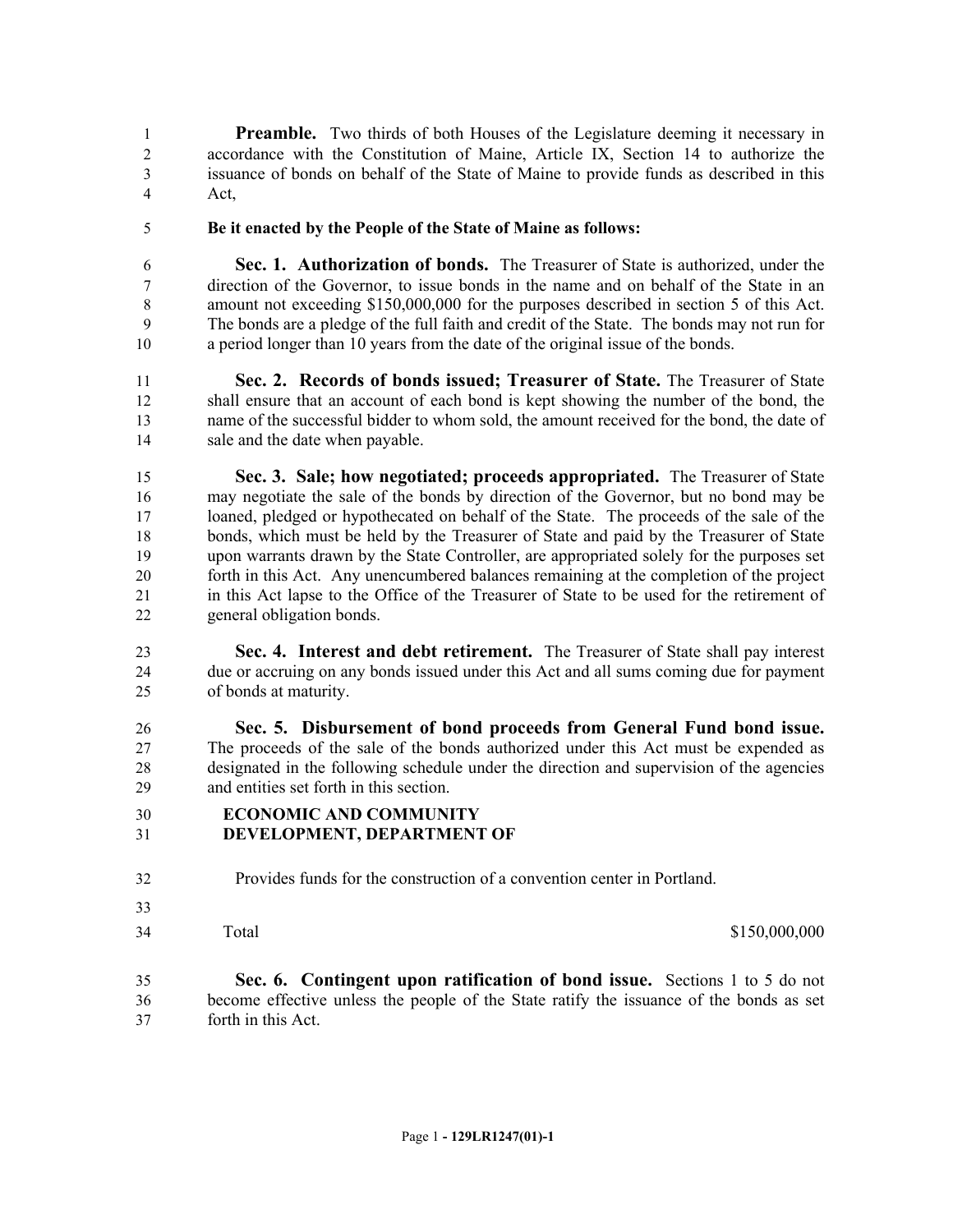**Preamble.** Two thirds of both Houses of the Legislature deeming it necessary in accordance with the Constitution of Maine, Article IX, Section 14 to authorize the issuance of bonds on behalf of the State of Maine to provide funds as described in this Act,

**Be it enacted by the People of the State of Maine as follows:**

**Sec. 1. Authorization of bonds.** The Treasurer of State is authorized, under the direction of the Governor, to issue bonds in the name and on behalf of the State in an amount not exceeding $150,000,000 for the purposes described in section 5 of this Act. The bonds are a pledge of the full faith and credit of the State. The bonds may not run for a period longer than 10 years from the date of the original issue of the bonds.

**Sec. 2. Records of bonds issued; Treasurer of State.** The Treasurer of State shall ensure that an account of each bond is kept showing the number of the bond, the name of the successful bidder to whom sold, the amount received for the bond, the date of sale and the date when payable.

**Sec. 3. Sale; how negotiated; proceeds appropriated.** The Treasurer of State may negotiate the sale of the bonds by direction of the Governor, but no bond may be loaned, pledged or hypothecated on behalf of the State. The proceeds of the sale of the bonds, which must be held by the Treasurer of State and paid by the Treasurer of State upon warrants drawn by the State Controller, are appropriated solely for the purposes set forth in this Act. Any unencumbered balances remaining at the completion of the project in this Act lapse to the Office of the Treasurer of State to be used for the retirement of general obligation bonds.

**Sec. 4. Interest and debt retirement.** The Treasurer of State shall pay interest due or accruing on any bonds issued under this Act and all sums coming due for payment of bonds at maturity.

**Sec. 5. Disbursement of bond proceeds from General Fund bond issue.** The proceeds of the sale of the bonds authorized under this Act must be expended as designated in the following schedule under the direction and supervision of the agencies and entities set forth in this section.

**ECONOMIC AND COMMUNITY DEVELOPMENT, DEPARTMENT OF**

Provides funds for the construction of a convention center in Portland.

| | |
|---|---|
| Total | $150,000,000 |

**Sec. 6. Contingent upon ratification of bond issue.** Sections 1 to 5 do not become effective unless the people of the State ratify the issuance of the bonds as set forth in this Act.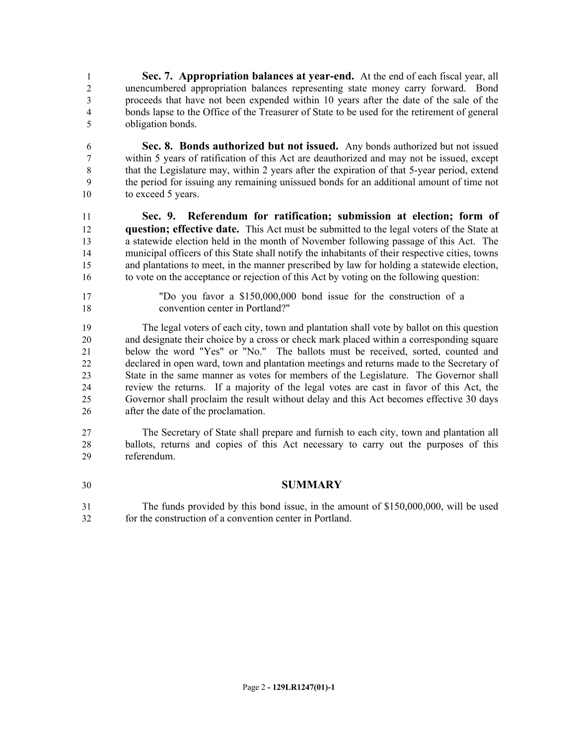**Sec. 7. Appropriation balances at year-end.** At the end of each fiscal year, all unencumbered appropriation balances representing state money carry forward. Bond proceeds that have not been expended within 10 years after the date of the sale of the bonds lapse to the Office of the Treasurer of State to be used for the retirement of general obligation bonds.

**Sec. 8. Bonds authorized but not issued.** Any bonds authorized but not issued within 5 years of ratification of this Act are deauthorized and may not be issued, except that the Legislature may, within 2 years after the expiration of that 5-year period, extend the period for issuing any remaining unissued bonds for an additional amount of time not to exceed 5 years.

**Sec. 9. Referendum for ratification; submission at election; form of question; effective date.** This Act must be submitted to the legal voters of the State at a statewide election held in the month of November following passage of this Act. The municipal officers of this State shall notify the inhabitants of their respective cities, towns and plantations to meet, in the manner prescribed by law for holding a statewide election, to vote on the acceptance or rejection of this Act by voting on the following question:

> "Do you favor a $150,000,000 bond issue for the construction of a convention center in Portland?"

The legal voters of each city, town and plantation shall vote by ballot on this question and designate their choice by a cross or check mark placed within a corresponding square below the word "Yes" or "No." The ballots must be received, sorted, counted and declared in open ward, town and plantation meetings and returns made to the Secretary of State in the same manner as votes for members of the Legislature. The Governor shall review the returns. If a majority of the legal votes are cast in favor of this Act, the Governor shall proclaim the result without delay and this Act becomes effective 30 days after the date of the proclamation.

The Secretary of State shall prepare and furnish to each city, town and plantation all ballots, returns and copies of this Act necessary to carry out the purposes of this referendum.

## SUMMARY

The funds provided by this bond issue, in the amount of $150,000,000, will be used for the construction of a convention center in Portland.